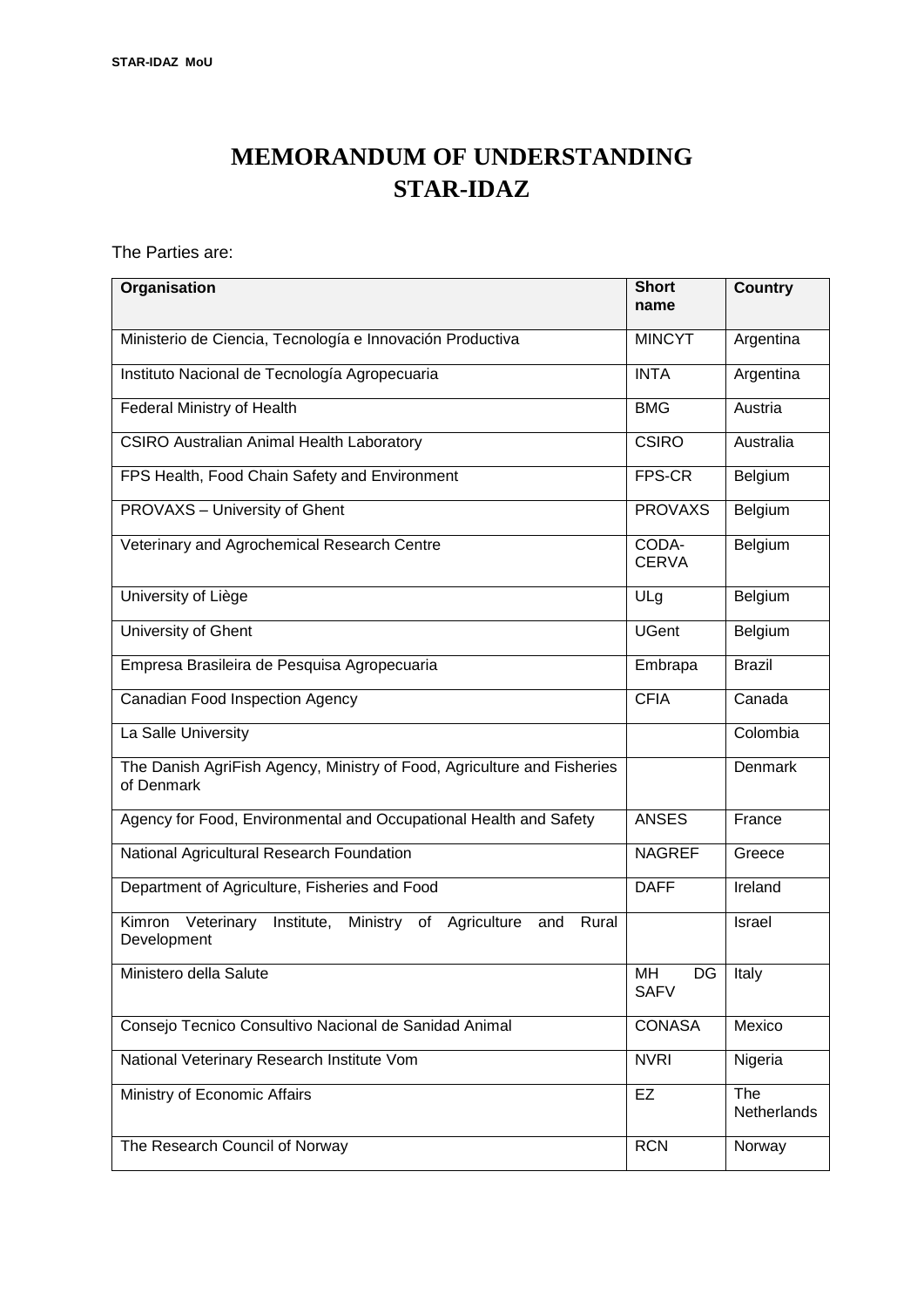# MEMORANDUM OF UNDERSTANDING
# STAR-IDAZ

The Parties are:

| Organisation | Short name | Country |
|---|---|---|
| Ministerio de Ciencia, Tecnología e Innovación Productiva | MINCYT | Argentina |
| Instituto Nacional de Tecnología Agropecuaria | INTA | Argentina |
| Federal Ministry of Health | BMG | Austria |
| CSIRO Australian Animal Health Laboratory | CSIRO | Australia |
| FPS Health, Food Chain Safety and Environment | FPS-CR | Belgium |
| PROVAXS – University of Ghent | PROVAXS | Belgium |
| Veterinary and Agrochemical Research Centre | CODA-CERVA | Belgium |
| University of Liège | ULg | Belgium |
| University of Ghent | UGent | Belgium |
| Empresa Brasileira de Pesquisa Agropecuaria | Embrapa | Brazil |
| Canadian Food Inspection Agency | CFIA | Canada |
| La Salle University | | Colombia |
| The Danish AgriFish Agency, Ministry of Food, Agriculture and Fisheries of Denmark | | Denmark |
| Agency for Food, Environmental and Occupational Health and Safety | ANSES | France |
| National Agricultural Research Foundation | NAGREF | Greece |
| Department of Agriculture, Fisheries and Food | DAFF | Ireland |
| Kimron Veterinary Institute, Ministry of Agriculture and Rural Development | | Israel |
| Ministero della Salute | MH DG SAFV | Italy |
| Consejo Tecnico Consultivo Nacional de Sanidad Animal | CONASA | Mexico |
| National Veterinary Research Institute Vom | NVRI | Nigeria |
| Ministry of Economic Affairs | EZ | The Netherlands |
| The Research Council of Norway | RCN | Norway |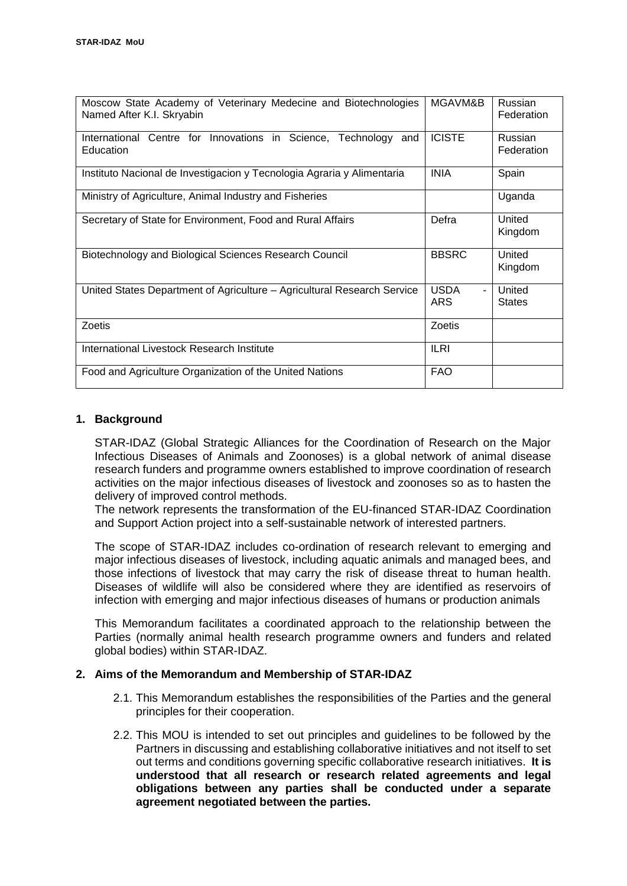| Moscow State Academy of Veterinary Medecine and Biotechnologies Named After K.I. Skryabin | MGAVM&B | Russian Federation |
|---|---|---|
| International Centre for Innovations in Science, Technology and Education | ICISTE | Russian Federation |
| Instituto Nacional de Investigacion y Tecnologia Agraria y Alimentaria | INIA | Spain |
| Ministry of Agriculture, Animal Industry and Fisheries | | Uganda |
| Secretary of State for Environment, Food and Rural Affairs | Defra | United Kingdom |
| Biotechnology and Biological Sciences Research Council | BBSRC | United Kingdom |
| United States Department of Agriculture – Agricultural Research Service | USDA - ARS | United States |
| Zoetis | Zoetis | |
| International Livestock Research Institute | ILRI | |
| Food and Agriculture Organization of the United Nations | FAO | |

## 1. Background

STAR-IDAZ (Global Strategic Alliances for the Coordination of Research on the Major Infectious Diseases of Animals and Zoonoses) is a global network of animal disease research funders and programme owners established to improve coordination of research activities on the major infectious diseases of livestock and zoonoses so as to hasten the delivery of improved control methods.
The network represents the transformation of the EU-financed STAR-IDAZ Coordination and Support Action project into a self-sustainable network of interested partners.

The scope of STAR-IDAZ includes co-ordination of research relevant to emerging and major infectious diseases of livestock, including aquatic animals and managed bees, and those infections of livestock that may carry the risk of disease threat to human health. Diseases of wildlife will also be considered where they are identified as reservoirs of infection with emerging and major infectious diseases of humans or production animals

This Memorandum facilitates a coordinated approach to the relationship between the Parties (normally animal health research programme owners and funders and related global bodies) within STAR-IDAZ.

## 2. Aims of the Memorandum and Membership of STAR-IDAZ

2.1. This Memorandum establishes the responsibilities of the Parties and the general principles for their cooperation.

2.2. This MOU is intended to set out principles and guidelines to be followed by the Partners in discussing and establishing collaborative initiatives and not itself to set out terms and conditions governing specific collaborative research initiatives. **It is understood that all research or research related agreements and legal obligations between any parties shall be conducted under a separate agreement negotiated between the parties.**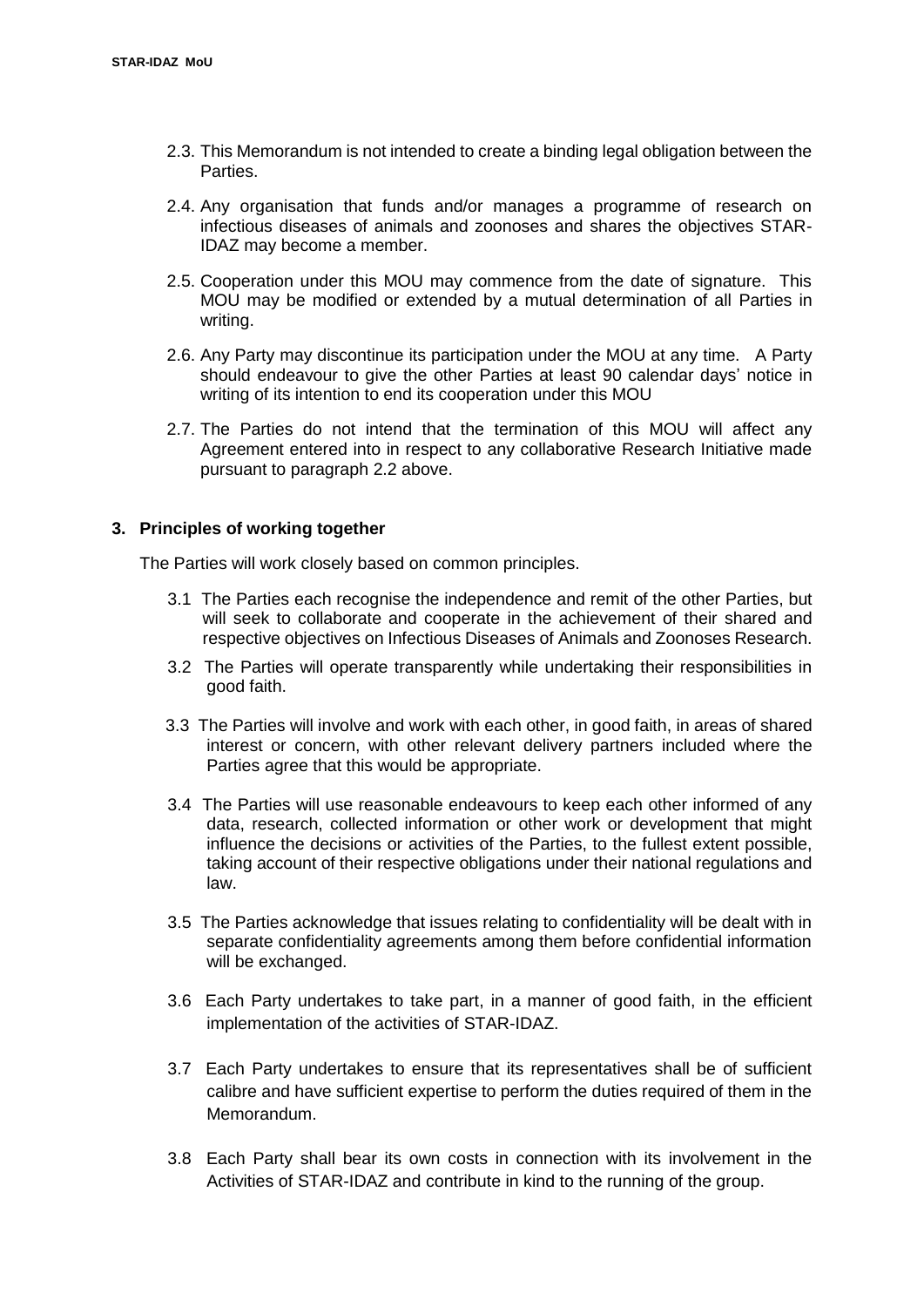2.3. This Memorandum is not intended to create a binding legal obligation between the Parties.

2.4. Any organisation that funds and/or manages a programme of research on infectious diseases of animals and zoonoses and shares the objectives STAR-IDAZ may become a member.

2.5. Cooperation under this MOU may commence from the date of signature. This MOU may be modified or extended by a mutual determination of all Parties in writing.

2.6. Any Party may discontinue its participation under the MOU at any time. A Party should endeavour to give the other Parties at least 90 calendar days' notice in writing of its intention to end its cooperation under this MOU

2.7. The Parties do not intend that the termination of this MOU will affect any Agreement entered into in respect to any collaborative Research Initiative made pursuant to paragraph 2.2 above.

## 3. Principles of working together

The Parties will work closely based on common principles.

3.1 The Parties each recognise the independence and remit of the other Parties, but will seek to collaborate and cooperate in the achievement of their shared and respective objectives on Infectious Diseases of Animals and Zoonoses Research.

3.2 The Parties will operate transparently while undertaking their responsibilities in good faith.

3.3 The Parties will involve and work with each other, in good faith, in areas of shared interest or concern, with other relevant delivery partners included where the Parties agree that this would be appropriate.

3.4 The Parties will use reasonable endeavours to keep each other informed of any data, research, collected information or other work or development that might influence the decisions or activities of the Parties, to the fullest extent possible, taking account of their respective obligations under their national regulations and law.

3.5 The Parties acknowledge that issues relating to confidentiality will be dealt with in separate confidentiality agreements among them before confidential information will be exchanged.

3.6 Each Party undertakes to take part, in a manner of good faith, in the efficient implementation of the activities of STAR-IDAZ.

3.7 Each Party undertakes to ensure that its representatives shall be of sufficient calibre and have sufficient expertise to perform the duties required of them in the Memorandum.

3.8 Each Party shall bear its own costs in connection with its involvement in the Activities of STAR-IDAZ and contribute in kind to the running of the group.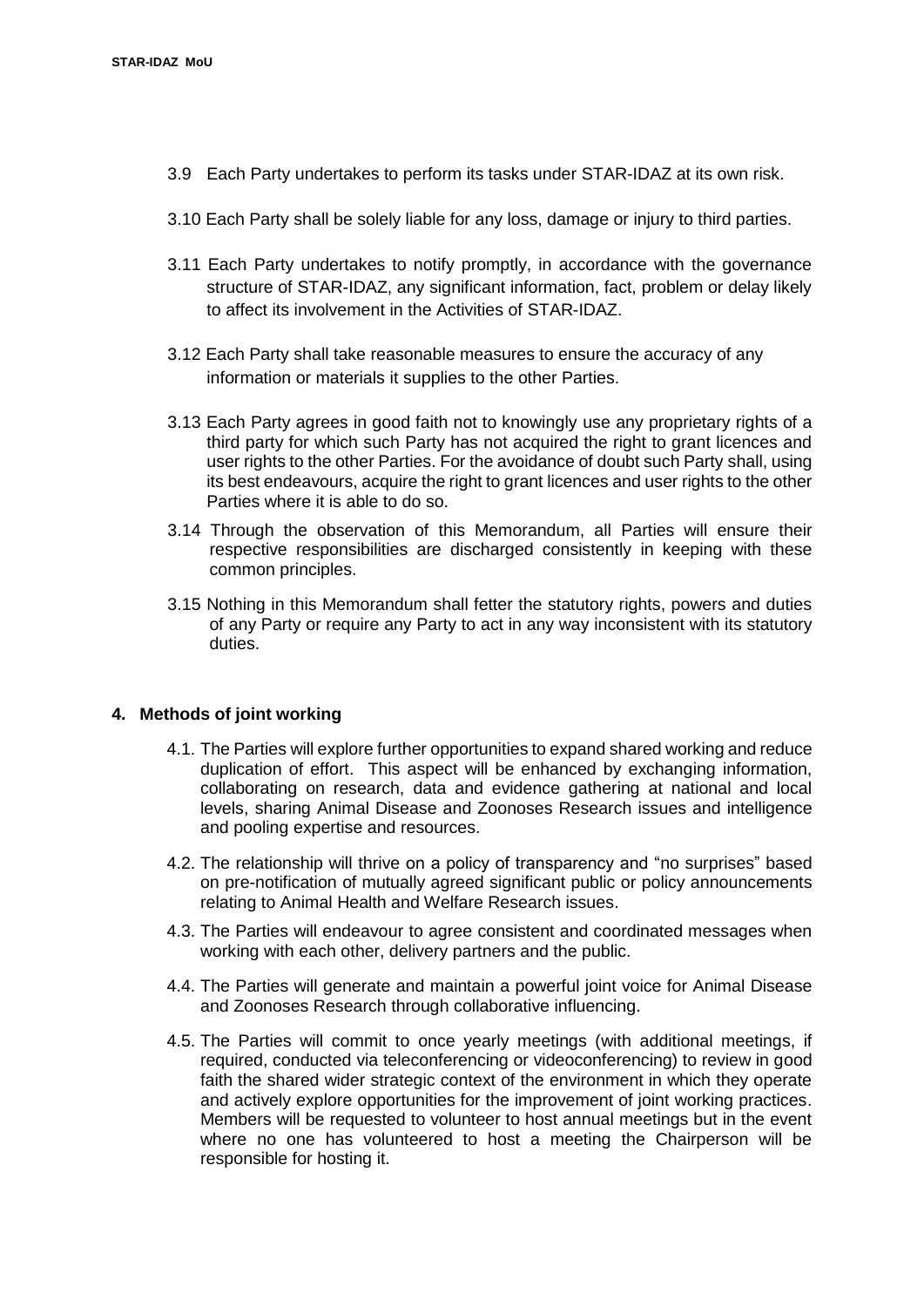3.9 Each Party undertakes to perform its tasks under STAR-IDAZ at its own risk.

3.10 Each Party shall be solely liable for any loss, damage or injury to third parties.

3.11 Each Party undertakes to notify promptly, in accordance with the governance structure of STAR-IDAZ, any significant information, fact, problem or delay likely to affect its involvement in the Activities of STAR-IDAZ.

3.12 Each Party shall take reasonable measures to ensure the accuracy of any information or materials it supplies to the other Parties.

3.13 Each Party agrees in good faith not to knowingly use any proprietary rights of a third party for which such Party has not acquired the right to grant licences and user rights to the other Parties. For the avoidance of doubt such Party shall, using its best endeavours, acquire the right to grant licences and user rights to the other Parties where it is able to do so.

3.14 Through the observation of this Memorandum, all Parties will ensure their respective responsibilities are discharged consistently in keeping with these common principles.

3.15 Nothing in this Memorandum shall fetter the statutory rights, powers and duties of any Party or require any Party to act in any way inconsistent with its statutory duties.

## 4. Methods of joint working

4.1. The Parties will explore further opportunities to expand shared working and reduce duplication of effort. This aspect will be enhanced by exchanging information, collaborating on research, data and evidence gathering at national and local levels, sharing Animal Disease and Zoonoses Research issues and intelligence and pooling expertise and resources.

4.2. The relationship will thrive on a policy of transparency and "no surprises" based on pre-notification of mutually agreed significant public or policy announcements relating to Animal Health and Welfare Research issues.

4.3. The Parties will endeavour to agree consistent and coordinated messages when working with each other, delivery partners and the public.

4.4. The Parties will generate and maintain a powerful joint voice for Animal Disease and Zoonoses Research through collaborative influencing.

4.5. The Parties will commit to once yearly meetings (with additional meetings, if required, conducted via teleconferencing or videoconferencing) to review in good faith the shared wider strategic context of the environment in which they operate and actively explore opportunities for the improvement of joint working practices. Members will be requested to volunteer to host annual meetings but in the event where no one has volunteered to host a meeting the Chairperson will be responsible for hosting it.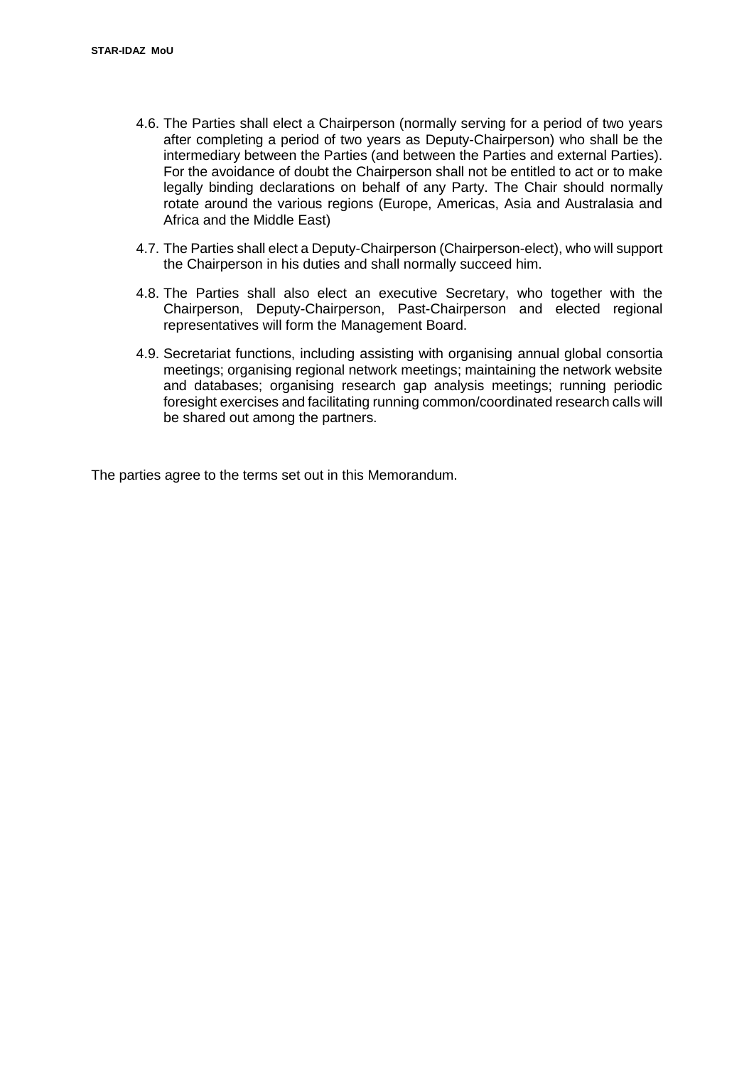4.6. The Parties shall elect a Chairperson (normally serving for a period of two years after completing a period of two years as Deputy-Chairperson) who shall be the intermediary between the Parties (and between the Parties and external Parties). For the avoidance of doubt the Chairperson shall not be entitled to act or to make legally binding declarations on behalf of any Party. The Chair should normally rotate around the various regions (Europe, Americas, Asia and Australasia and Africa and the Middle East)

4.7. The Parties shall elect a Deputy-Chairperson (Chairperson-elect), who will support the Chairperson in his duties and shall normally succeed him.

4.8. The Parties shall also elect an executive Secretary, who together with the Chairperson, Deputy-Chairperson, Past-Chairperson and elected regional representatives will form the Management Board.

4.9. Secretariat functions, including assisting with organising annual global consortia meetings; organising regional network meetings; maintaining the network website and databases; organising research gap analysis meetings; running periodic foresight exercises and facilitating running common/coordinated research calls will be shared out among the partners.

The parties agree to the terms set out in this Memorandum.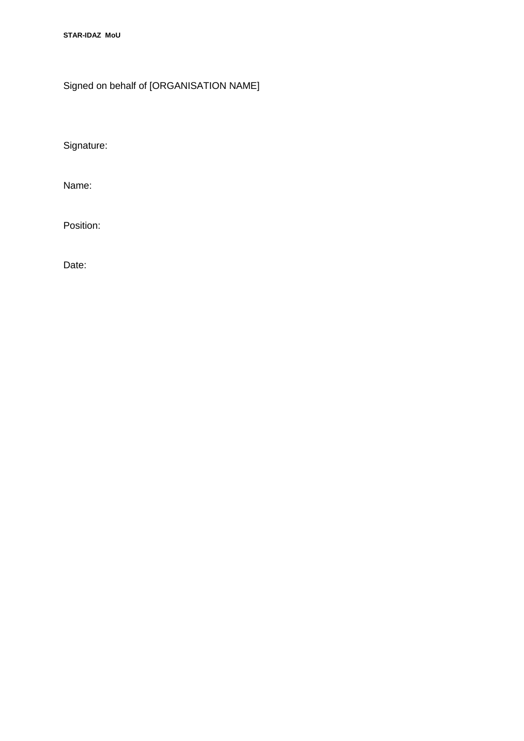Signed on behalf of [ORGANISATION NAME]

Signature:

Name:

Position:

Date: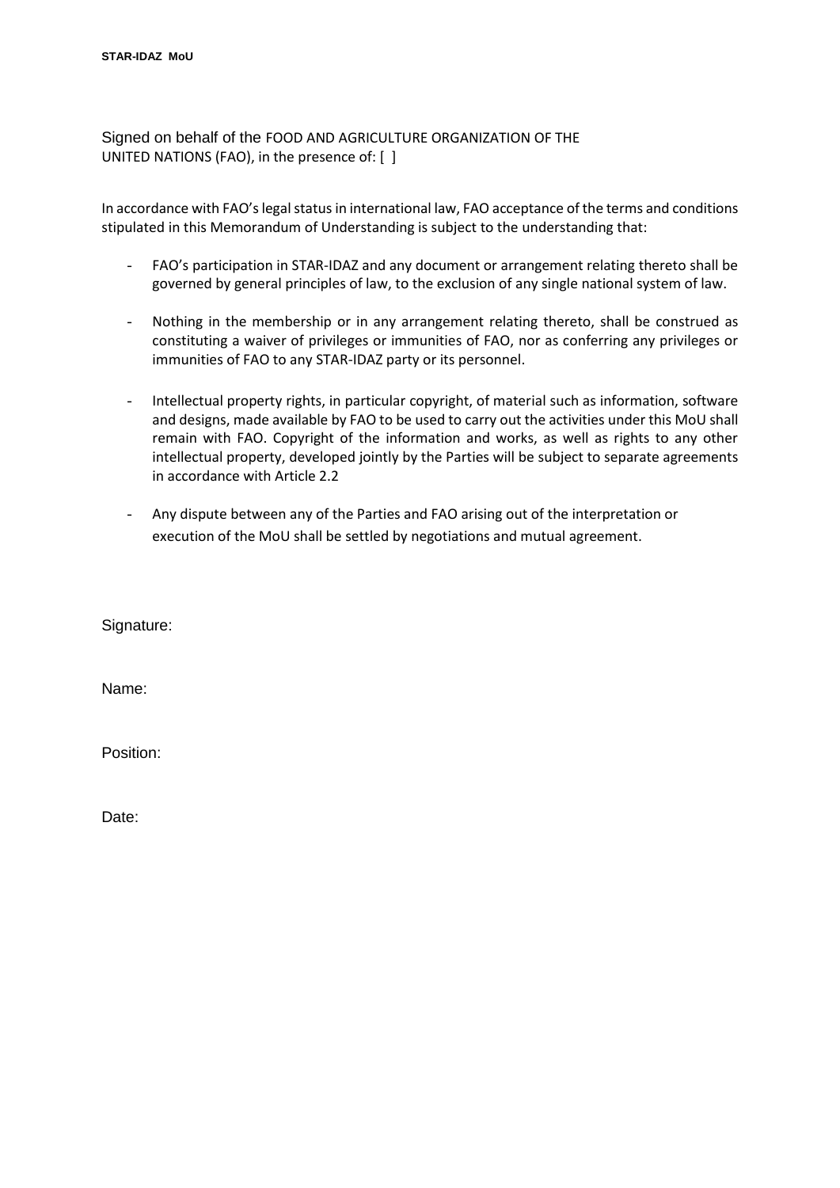Signed on behalf of the FOOD AND AGRICULTURE ORGANIZATION OF THE UNITED NATIONS (FAO), in the presence of: [ ]

In accordance with FAO's legal status in international law, FAO acceptance of the terms and conditions stipulated in this Memorandum of Understanding is subject to the understanding that:

- FAO's participation in STAR-IDAZ and any document or arrangement relating thereto shall be governed by general principles of law, to the exclusion of any single national system of law.

- Nothing in the membership or in any arrangement relating thereto, shall be construed as constituting a waiver of privileges or immunities of FAO, nor as conferring any privileges or immunities of FAO to any STAR-IDAZ party or its personnel.

- Intellectual property rights, in particular copyright, of material such as information, software and designs, made available by FAO to be used to carry out the activities under this MoU shall remain with FAO. Copyright of the information and works, as well as rights to any other intellectual property, developed jointly by the Parties will be subject to separate agreements in accordance with Article 2.2

- Any dispute between any of the Parties and FAO arising out of the interpretation or execution of the MoU shall be settled by negotiations and mutual agreement.

Signature:

Name:

Position:

Date: